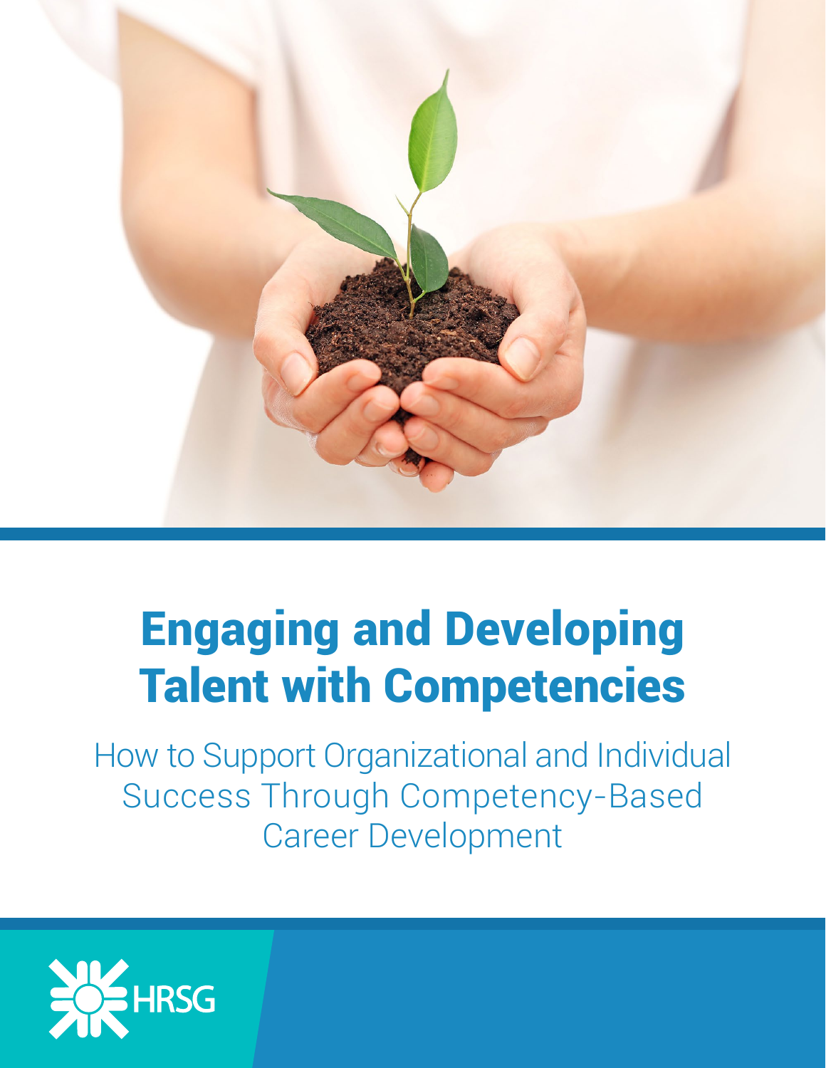# Engaging and Developing Talent with Competencies

## How to Support Organizational and Individual Success Through Competency-Based Career Development

HRSG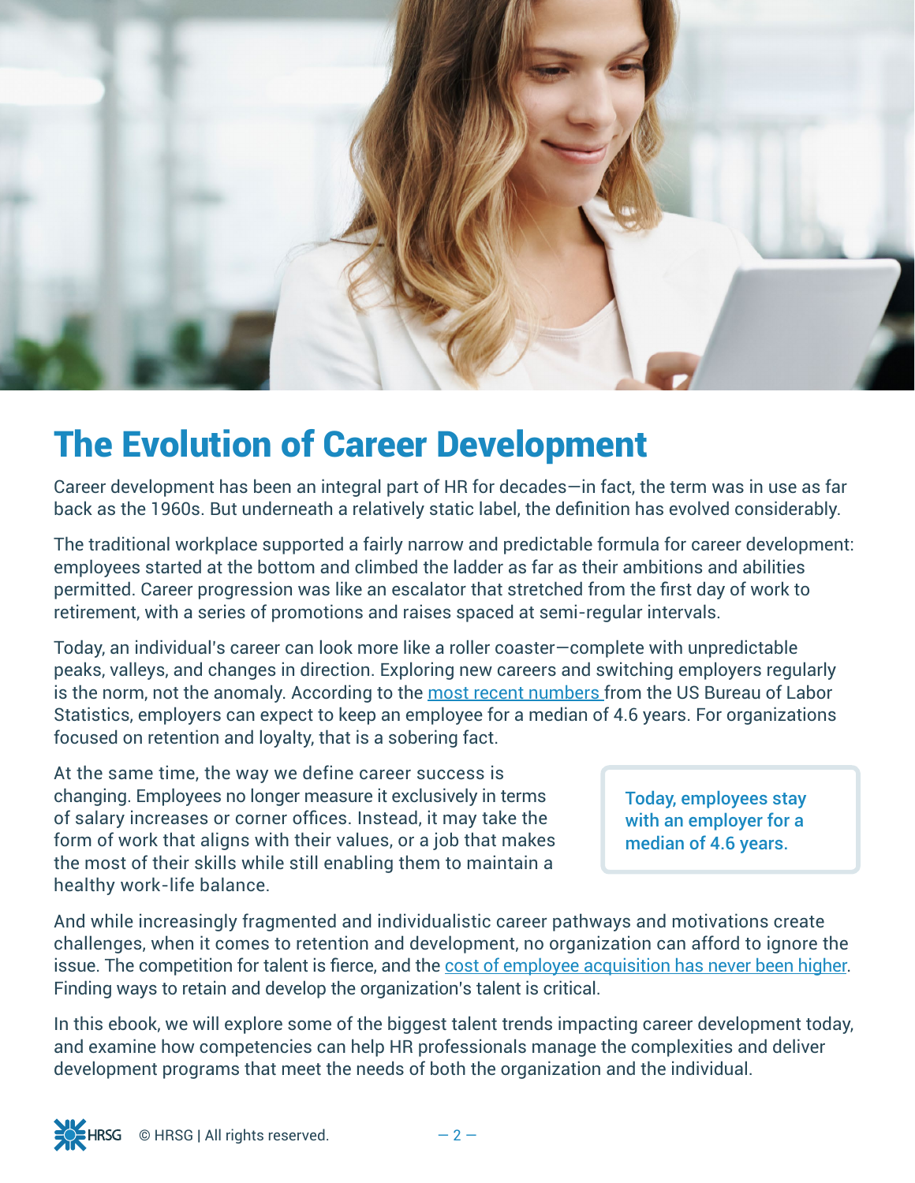# The Evolution of Career Development

Career development has been an integral part of HR for decades—in fact, the term was in use as far back as the 1960s. But underneath a relatively static label, the definition has evolved considerably.

The traditional workplace supported a fairly narrow and predictable formula for career development: employees started at the bottom and climbed the ladder as far as their ambitions and abilities permitted. Career progression was like an escalator that stretched from the first day of work to retirement, with a series of promotions and raises spaced at semi-regular intervals.

Today, an individual's career can look more like a roller coaster—complete with unpredictable peaks, valleys, and changes in direction. Exploring new careers and switching employers regularly is the norm, not the anomaly. According to the most recent numbers from the US Bureau of Labor Statistics, employers can expect to keep an employee for a median of 4.6 years. For organizations focused on retention and loyalty, that is a sobering fact.

At the same time, the way we define career success is changing. Employees no longer measure it exclusively in terms of salary increases or corner offices. Instead, it may take the form of work that aligns with their values, or a job that makes the most of their skills while still enabling them to maintain a healthy work-life balance.

> **Today, employees stay with an employer for a median of 4.6 years.**

And while increasingly fragmented and individualistic career pathways and motivations create challenges, when it comes to retention and development, no organization can afford to ignore the issue. The competition for talent is fierce, and the cost of employee acquisition has never been higher. Finding ways to retain and develop the organization's talent is critical.

In this ebook, we will explore some of the biggest talent trends impacting career development today, and examine how competencies can help HR professionals manage the complexities and deliver development programs that meet the needs of both the organization and the individual.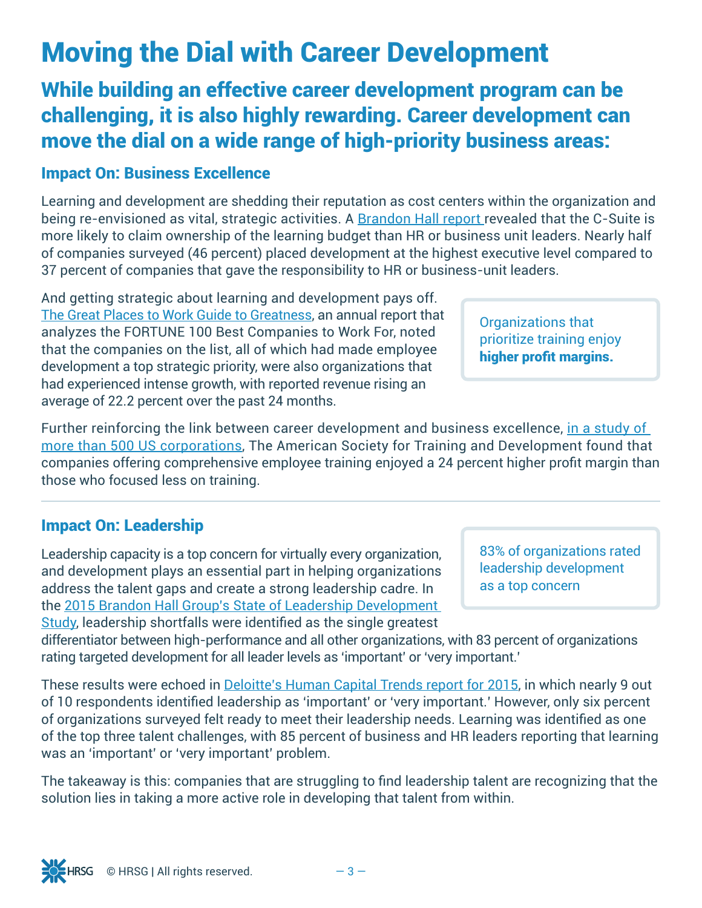# Moving the Dial with Career Development

## While building an effective career development program can be challenging, it is also highly rewarding. Career development can move the dial on a wide range of high-priority business areas:

### Impact On: Business Excellence

Learning and development are shedding their reputation as cost centers within the organization and being re-envisioned as vital, strategic activities. A Brandon Hall report revealed that the C-Suite is more likely to claim ownership of the learning budget than HR or business unit leaders. Nearly half of companies surveyed (46 percent) placed development at the highest executive level compared to 37 percent of companies that gave the responsibility to HR or business-unit leaders.

And getting strategic about learning and development pays off. The Great Places to Work Guide to Greatness, an annual report that analyzes the FORTUNE 100 Best Companies to Work For, noted that the companies on the list, all of which had made employee development a top strategic priority, were also organizations that had experienced intense growth, with reported revenue rising an average of 22.2 percent over the past 24 months.

> Organizations that prioritize training enjoy **higher profit margins.**

Further reinforcing the link between career development and business excellence, in a study of more than 500 US corporations, The American Society for Training and Development found that companies offering comprehensive employee training enjoyed a 24 percent higher profit margin than those who focused less on training.

---

### Impact On: Leadership

Leadership capacity is a top concern for virtually every organization, and development plays an essential part in helping organizations address the talent gaps and create a strong leadership cadre. In the 2015 Brandon Hall Group's State of Leadership Development Study, leadership shortfalls were identified as the single greatest differentiator between high-performance and all other organizations, with 83 percent of organizations rating targeted development for all leader levels as 'important' or 'very important.'

> 83% of organizations rated leadership development as a top concern

These results were echoed in Deloitte's Human Capital Trends report for 2015, in which nearly 9 out of 10 respondents identified leadership as 'important' or 'very important.' However, only six percent of organizations surveyed felt ready to meet their leadership needs. Learning was identified as one of the top three talent challenges, with 85 percent of business and HR leaders reporting that learning was an 'important' or 'very important' problem.

The takeaway is this: companies that are struggling to find leadership talent are recognizing that the solution lies in taking a more active role in developing that talent from within.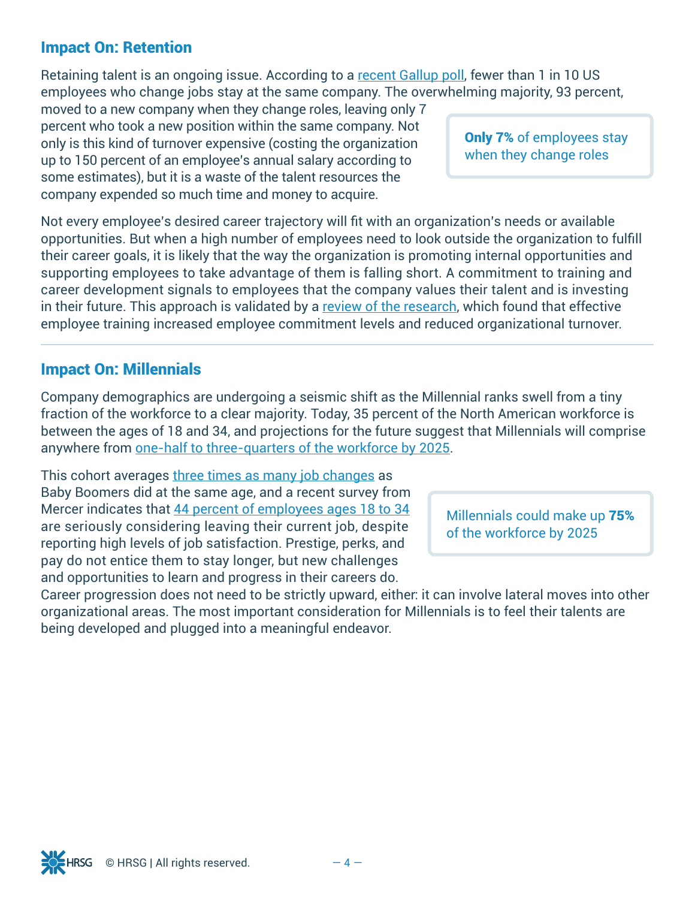## Impact On: Retention

Retaining talent is an ongoing issue. According to a recent Gallup poll, fewer than 1 in 10 US employees who change jobs stay at the same company. The overwhelming majority, 93 percent, moved to a new company when they change roles, leaving only 7 percent who took a new position within the same company. Not only is this kind of turnover expensive (costing the organization up to 150 percent of an employee's annual salary according to some estimates), but it is a waste of the talent resources the company expended so much time and money to acquire.

> **Only 7%** of employees stay when they change roles

Not every employee's desired career trajectory will fit with an organization's needs or available opportunities. But when a high number of employees need to look outside the organization to fulfill their career goals, it is likely that the way the organization is promoting internal opportunities and supporting employees to take advantage of them is falling short. A commitment to training and career development signals to employees that the company values their talent and is investing in their future. This approach is validated by a review of the research, which found that effective employee training increased employee commitment levels and reduced organizational turnover.

---

## Impact On: Millennials

Company demographics are undergoing a seismic shift as the Millennial ranks swell from a tiny fraction of the workforce to a clear majority. Today, 35 percent of the North American workforce is between the ages of 18 and 34, and projections for the future suggest that Millennials will comprise anywhere from one-half to three-quarters of the workforce by 2025.

This cohort averages three times as many job changes as Baby Boomers did at the same age, and a recent survey from Mercer indicates that 44 percent of employees ages 18 to 34 are seriously considering leaving their current job, despite reporting high levels of job satisfaction. Prestige, perks, and pay do not entice them to stay longer, but new challenges and opportunities to learn and progress in their careers do. Career progression does not need to be strictly upward, either: it can involve lateral moves into other organizational areas. The most important consideration for Millennials is to feel their talents are being developed and plugged into a meaningful endeavor.

> Millennials could make up **75%** of the workforce by 2025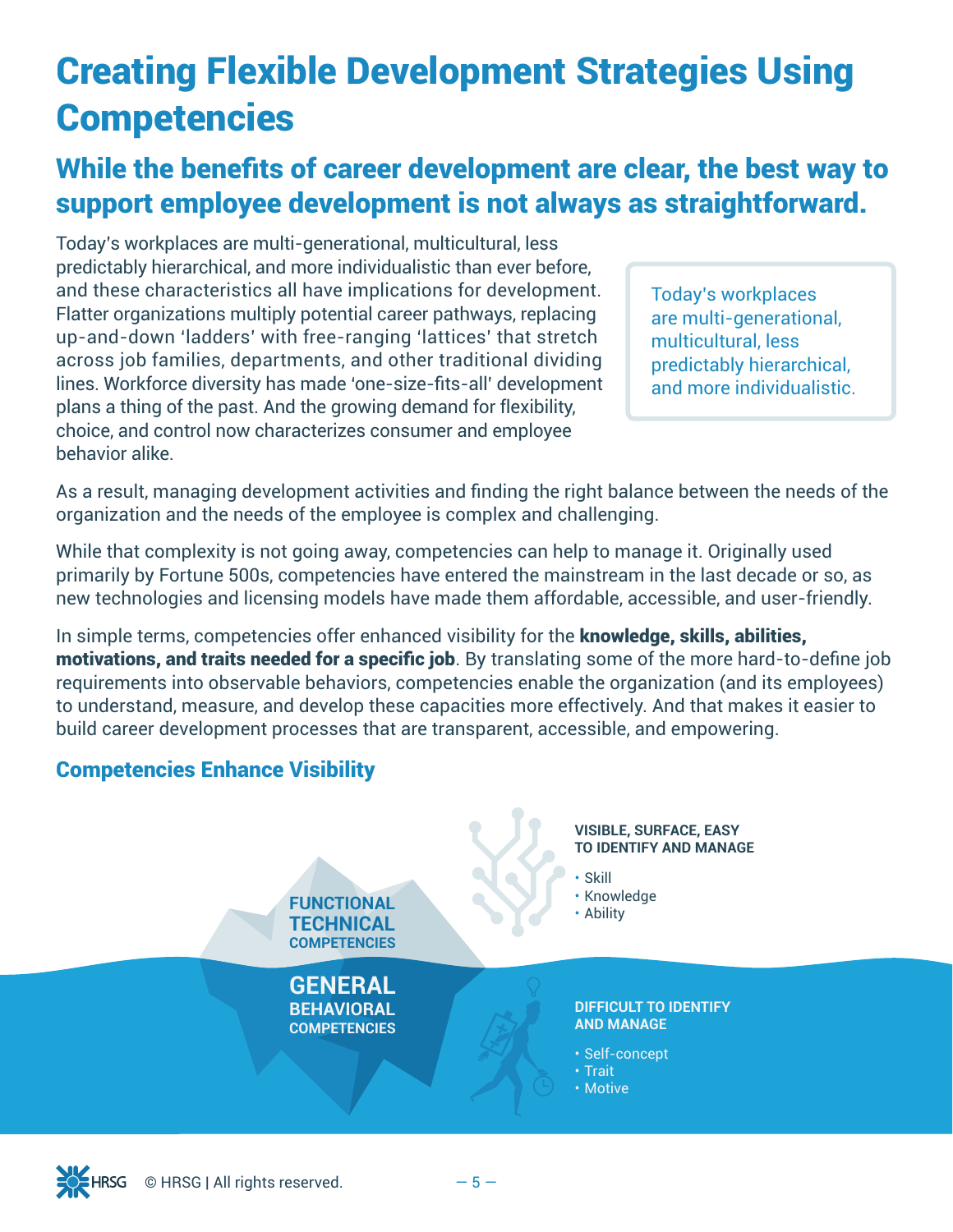# Creating Flexible Development Strategies Using Competencies

## While the benefits of career development are clear, the best way to support employee development is not always as straightforward.

Today's workplaces are multi-generational, multicultural, less predictably hierarchical, and more individualistic than ever before, and these characteristics all have implications for development. Flatter organizations multiply potential career pathways, replacing up-and-down 'ladders' with free-ranging 'lattices' that stretch across job families, departments, and other traditional dividing lines. Workforce diversity has made 'one-size-fits-all' development plans a thing of the past. And the growing demand for flexibility, choice, and control now characterizes consumer and employee behavior alike.

> Today's workplaces are multi-generational, multicultural, less predictably hierarchical, and more individualistic.

As a result, managing development activities and finding the right balance between the needs of the organization and the needs of the employee is complex and challenging.

While that complexity is not going away, competencies can help to manage it. Originally used primarily by Fortune 500s, competencies have entered the mainstream in the last decade or so, as new technologies and licensing models have made them affordable, accessible, and user-friendly.

In simple terms, competencies offer enhanced visibility for the **knowledge, skills, abilities, motivations, and traits needed for a specific job**. By translating some of the more hard-to-define job requirements into observable behaviors, competencies enable the organization (and its employees) to understand, measure, and develop these capacities more effectively. And that makes it easier to build career development processes that are transparent, accessible, and empowering.

### Competencies Enhance Visibility

**FUNCTIONAL TECHNICAL COMPETENCIES**

**VISIBLE, SURFACE, EASY TO IDENTIFY AND MANAGE**

- Skill
- Knowledge
- Ability

**GENERAL BEHAVIORAL COMPETENCIES**

**DIFFICULT TO IDENTIFY AND MANAGE**

- Self-concept
- Trait
- Motive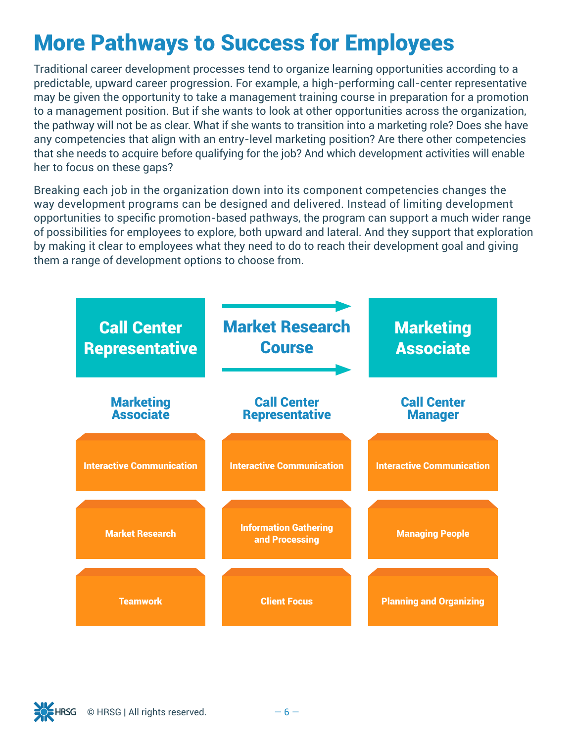# More Pathways to Success for Employees

Traditional career development processes tend to organize learning opportunities according to a predictable, upward career progression. For example, a high-performing call-center representative may be given the opportunity to take a management training course in preparation for a promotion to a management position. But if she wants to look at other opportunities across the organization, the pathway will not be as clear. What if she wants to transition into a marketing role? Does she have any competencies that align with an entry-level marketing position? Are there other competencies that she needs to acquire before qualifying for the job? And which development activities will enable her to focus on these gaps?

Breaking each job in the organization down into its component competencies changes the way development programs can be designed and delivered. Instead of limiting development opportunities to specific promotion-based pathways, the program can support a much wider range of possibilities for employees to explore, both upward and lateral. And they support that exploration by making it clear to employees what they need to do to reach their development goal and giving them a range of development options to choose from.

**Call Center Representative** → **Market Research Course** → **Marketing Associate**

| Marketing Associate | Call Center Representative | Call Center Manager |
| --- | --- | --- |
| Interactive Communication | Interactive Communication | Interactive Communication |
| Market Research | Information Gathering and Processing | Managing People |
| Teamwork | Client Focus | Planning and Organizing |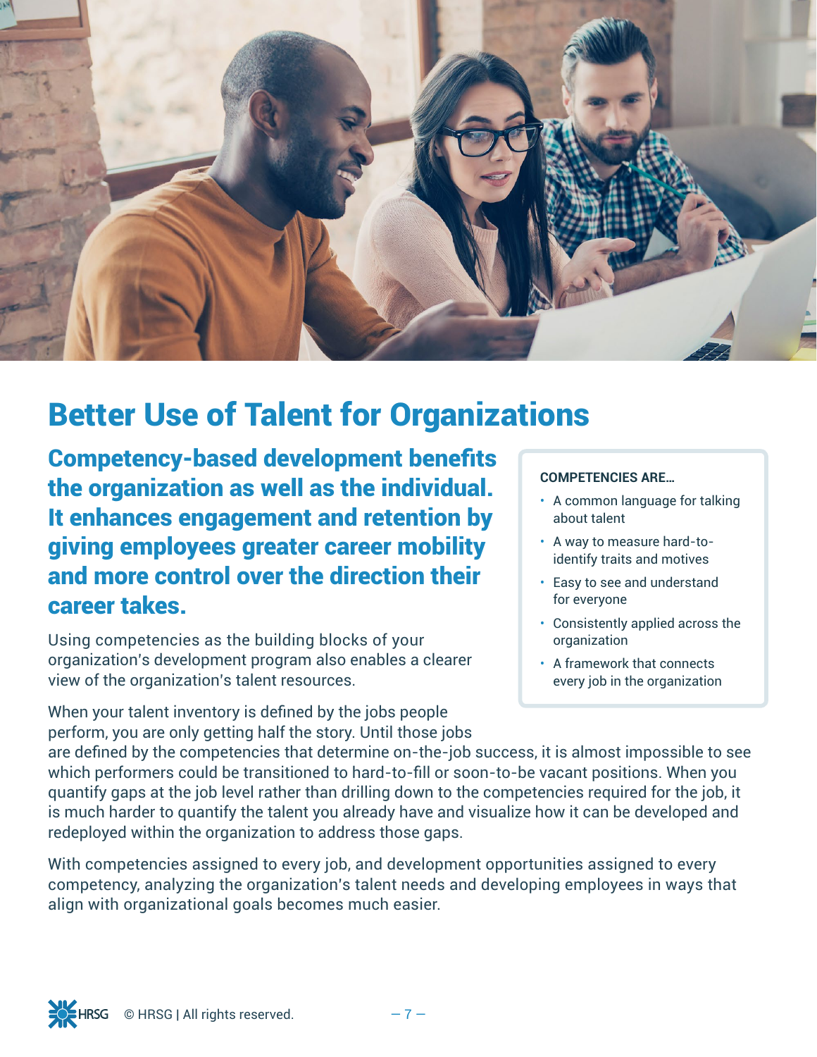# Better Use of Talent for Organizations

**Competency-based development benefits the organization as well as the individual. It enhances engagement and retention by giving employees greater career mobility and more control over the direction their career takes.**

Using competencies as the building blocks of your organization's development program also enables a clearer view of the organization's talent resources.

When your talent inventory is defined by the jobs people perform, you are only getting half the story. Until those jobs are defined by the competencies that determine on-the-job success, it is almost impossible to see which performers could be transitioned to hard-to-fill or soon-to-be vacant positions. When you quantify gaps at the job level rather than drilling down to the competencies required for the job, it is much harder to quantify the talent you already have and visualize how it can be developed and redeployed within the organization to address those gaps.

With competencies assigned to every job, and development opportunities assigned to every competency, analyzing the organization's talent needs and developing employees in ways that align with organizational goals becomes much easier.

**COMPETENCIES ARE…**

- A common language for talking about talent
- A way to measure hard-to-identify traits and motives
- Easy to see and understand for everyone
- Consistently applied across the organization
- A framework that connects every job in the organization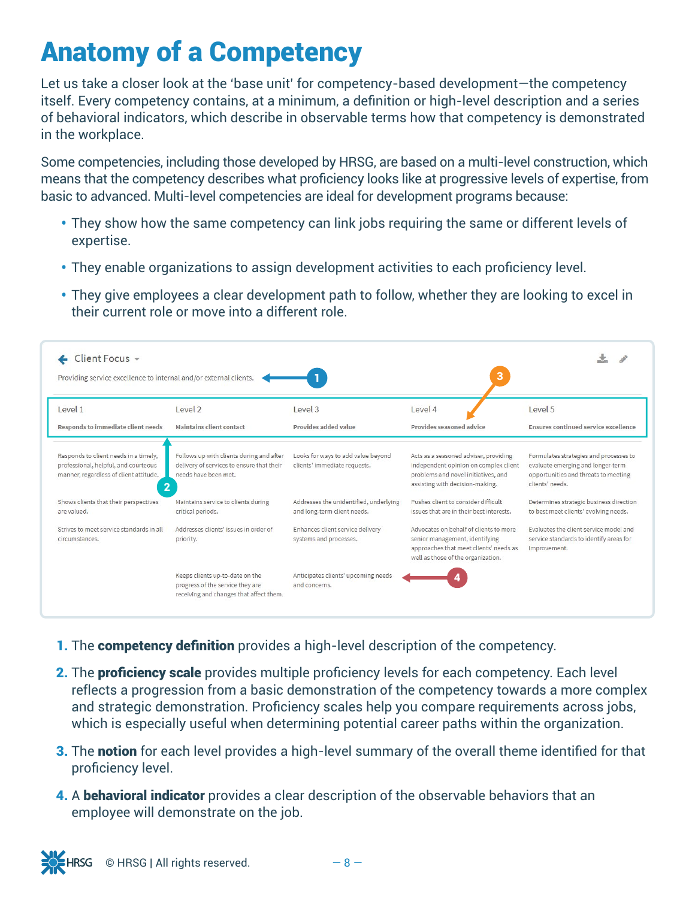# Anatomy of a Competency

Let us take a closer look at the 'base unit' for competency-based development—the competency itself. Every competency contains, at a minimum, a definition or high-level description and a series of behavioral indicators, which describe in observable terms how that competency is demonstrated in the workplace.

Some competencies, including those developed by HRSG, are based on a multi-level construction, which means that the competency describes what proficiency looks like at progressive levels of expertise, from basic to advanced. Multi-level competencies are ideal for development programs because:

- They show how the same competency can link jobs requiring the same or different levels of expertise.
- They enable organizations to assign development activities to each proficiency level.
- They give employees a clear development path to follow, whether they are looking to excel in their current role or move into a different role.

**Client Focus**

Providing service excellence to internal and/or external clients. (1)

| Level 1 | Level 2 | Level 3 | Level 4 | Level 5 |
|---|---|---|---|---|
| **Responds to immediate client needs** | **Maintains client contact** | **Provides added value** | **Provides seasoned advice** | **Ensures continued service excellence** |
| Responds to client needs in a timely, professional, helpful, and courteous manner, regardless of client attitude. | Follows up with clients during and after delivery of services to ensure that their needs have been met. | Looks for ways to add value beyond clients' immediate requests. | Acts as a seasoned adviser, providing independent opinion on complex client problems and novel initiatives, and assisting with decision-making. | Formulates strategies and processes to evaluate emerging and longer-term opportunities and threats to meeting clients' needs. |
| Shows clients that their perspectives are valued. | Maintains service to clients during critical periods. | Addresses the unidentified, underlying and long-term client needs. | Pushes client to consider difficult issues that are in their best interests. | Determines strategic business direction to best meet clients' evolving needs. |
| Strives to meet service standards in all circumstances. | Addresses clients' issues in order of priority. | Enhances client service delivery systems and processes. | Advocates on behalf of clients to more senior management, identifying approaches that meet clients' needs as well as those of the organization. | Evaluates the client service model and service standards to identify areas for improvement. |
| | Keeps clients up-to-date on the progress of the service they are receiving and changes that affect them. | Anticipates clients' upcoming needs and concerns. | | |

1. The **competency definition** provides a high-level description of the competency.
2. The **proficiency scale** provides multiple proficiency levels for each competency. Each level reflects a progression from a basic demonstration of the competency towards a more complex and strategic demonstration. Proficiency scales help you compare requirements across jobs, which is especially useful when determining potential career paths within the organization.
3. The **notion** for each level provides a high-level summary of the overall theme identified for that proficiency level.
4. A **behavioral indicator** provides a clear description of the observable behaviors that an employee will demonstrate on the job.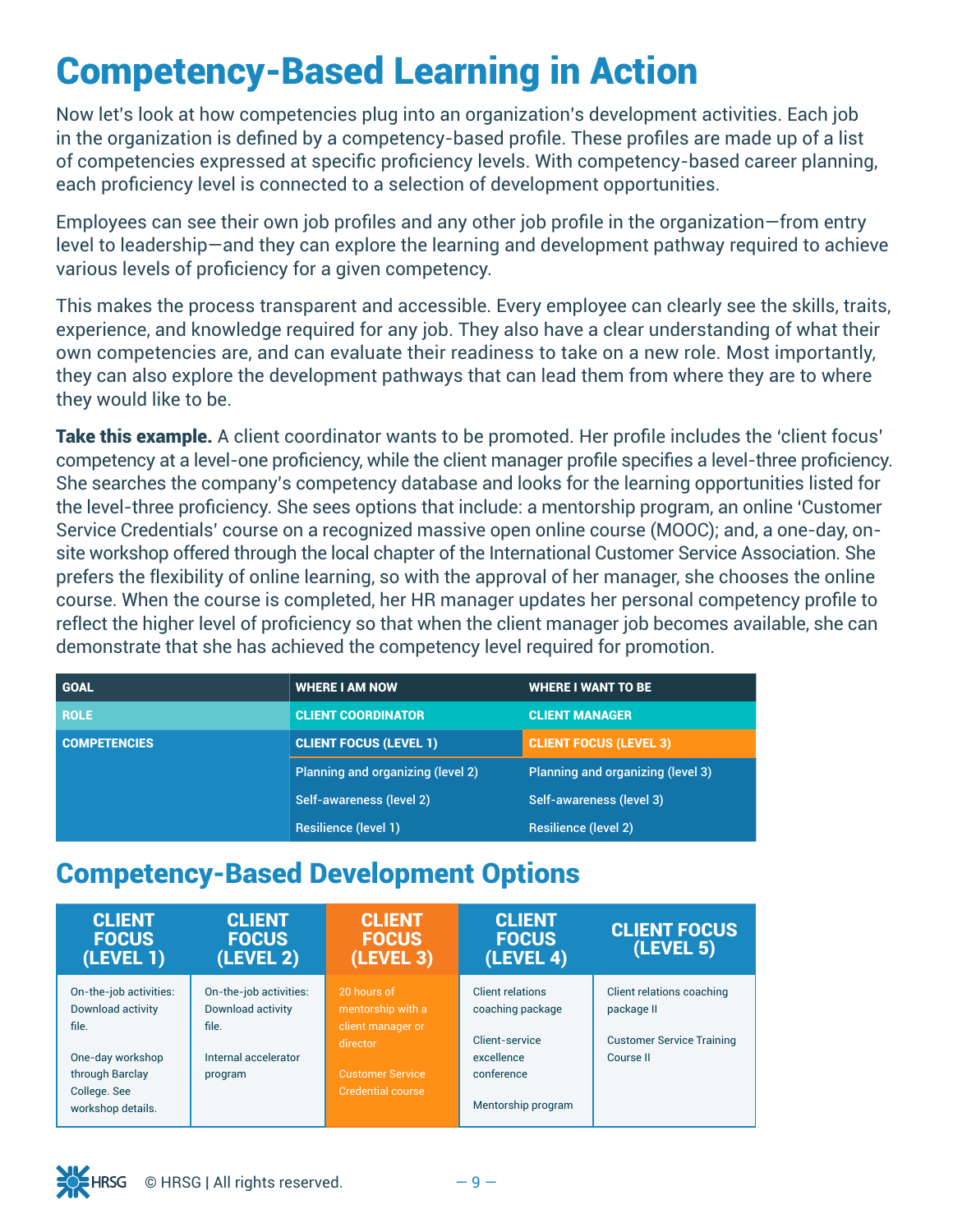# Competency-Based Learning in Action

Now let's look at how competencies plug into an organization's development activities. Each job in the organization is defined by a competency-based profile. These profiles are made up of a list of competencies expressed at specific proficiency levels. With competency-based career planning, each proficiency level is connected to a selection of development opportunities.

Employees can see their own job profiles and any other job profile in the organization—from entry level to leadership—and they can explore the learning and development pathway required to achieve various levels of proficiency for a given competency.

This makes the process transparent and accessible. Every employee can clearly see the skills, traits, experience, and knowledge required for any job. They also have a clear understanding of what their own competencies are, and can evaluate their readiness to take on a new role. Most importantly, they can also explore the development pathways that can lead them from where they are to where they would like to be.

**Take this example.** A client coordinator wants to be promoted. Her profile includes the 'client focus' competency at a level-one proficiency, while the client manager profile specifies a level-three proficiency. She searches the company's competency database and looks for the learning opportunities listed for the level-three proficiency. She sees options that include: a mentorship program, an online 'Customer Service Credentials' course on a recognized massive open online course (MOOC); and, a one-day, on-site workshop offered through the local chapter of the International Customer Service Association. She prefers the flexibility of online learning, so with the approval of her manager, she chooses the online course. When the course is completed, her HR manager updates her personal competency profile to reflect the higher level of proficiency so that when the client manager job becomes available, she can demonstrate that she has achieved the competency level required for promotion.

| GOAL | WHERE I AM NOW | WHERE I WANT TO BE |
|---|---|---|
| ROLE | CLIENT COORDINATOR | CLIENT MANAGER |
| COMPETENCIES | CLIENT FOCUS (LEVEL 1) | CLIENT FOCUS (LEVEL 3) |
| | Planning and organizing (level 2) | Planning and organizing (level 3) |
| | Self-awareness (level 2) | Self-awareness (level 3) |
| | Resilience (level 1) | Resilience (level 2) |

## Competency-Based Development Options

| CLIENT FOCUS (LEVEL 1) | CLIENT FOCUS (LEVEL 2) | CLIENT FOCUS (LEVEL 3) | CLIENT FOCUS (LEVEL 4) | CLIENT FOCUS (LEVEL 5) |
|---|---|---|---|---|
| On-the-job activities: Download activity file.<br><br>One-day workshop through Barclay College. See workshop details. | On-the-job activities: Download activity file.<br><br>Internal accelerator program | 20 hours of mentorship with a client manager or director<br><br>Customer Service Credential course | Client relations coaching package<br><br>Client-service excellence conference<br><br>Mentorship program | Client relations coaching package II<br><br>Customer Service Training Course II |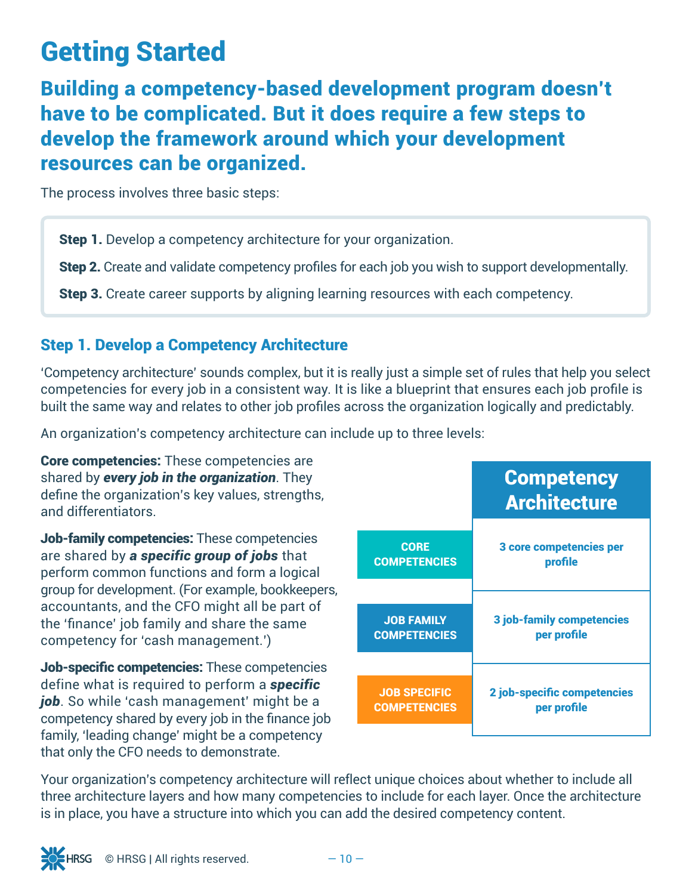# Getting Started

## Building a competency-based development program doesn't have to be complicated. But it does require a few steps to develop the framework around which your development resources can be organized.

The process involves three basic steps:

**Step 1.** Develop a competency architecture for your organization.

**Step 2.** Create and validate competency profiles for each job you wish to support developmentally.

**Step 3.** Create career supports by aligning learning resources with each competency.

### Step 1. Develop a Competency Architecture

'Competency architecture' sounds complex, but it is really just a simple set of rules that help you select competencies for every job in a consistent way. It is like a blueprint that ensures each job profile is built the same way and relates to other job profiles across the organization logically and predictably.

An organization's competency architecture can include up to three levels:

**Core competencies:** These competencies are shared by ***every job in the organization***. They define the organization's key values, strengths, and differentiators.

**Job-family competencies:** These competencies are shared by ***a specific group of jobs*** that perform common functions and form a logical group for development. (For example, bookkeepers, accountants, and the CFO might all be part of the 'finance' job family and share the same competency for 'cash management.')

**Job-specific competencies:** These competencies define what is required to perform a ***specific job***. So while 'cash management' might be a competency shared by every job in the finance job family, 'leading change' might be a competency that only the CFO needs to demonstrate.

| | Competency Architecture |
|---|---|
| CORE COMPETENCIES | 3 core competencies per profile |
| JOB FAMILY COMPETENCIES | 3 job-family competencies per profile |
| JOB SPECIFIC COMPETENCIES | 2 job-specific competencies per profile |

Your organization's competency architecture will reflect unique choices about whether to include all three architecture layers and how many competencies to include for each layer. Once the architecture is in place, you have a structure into which you can add the desired competency content.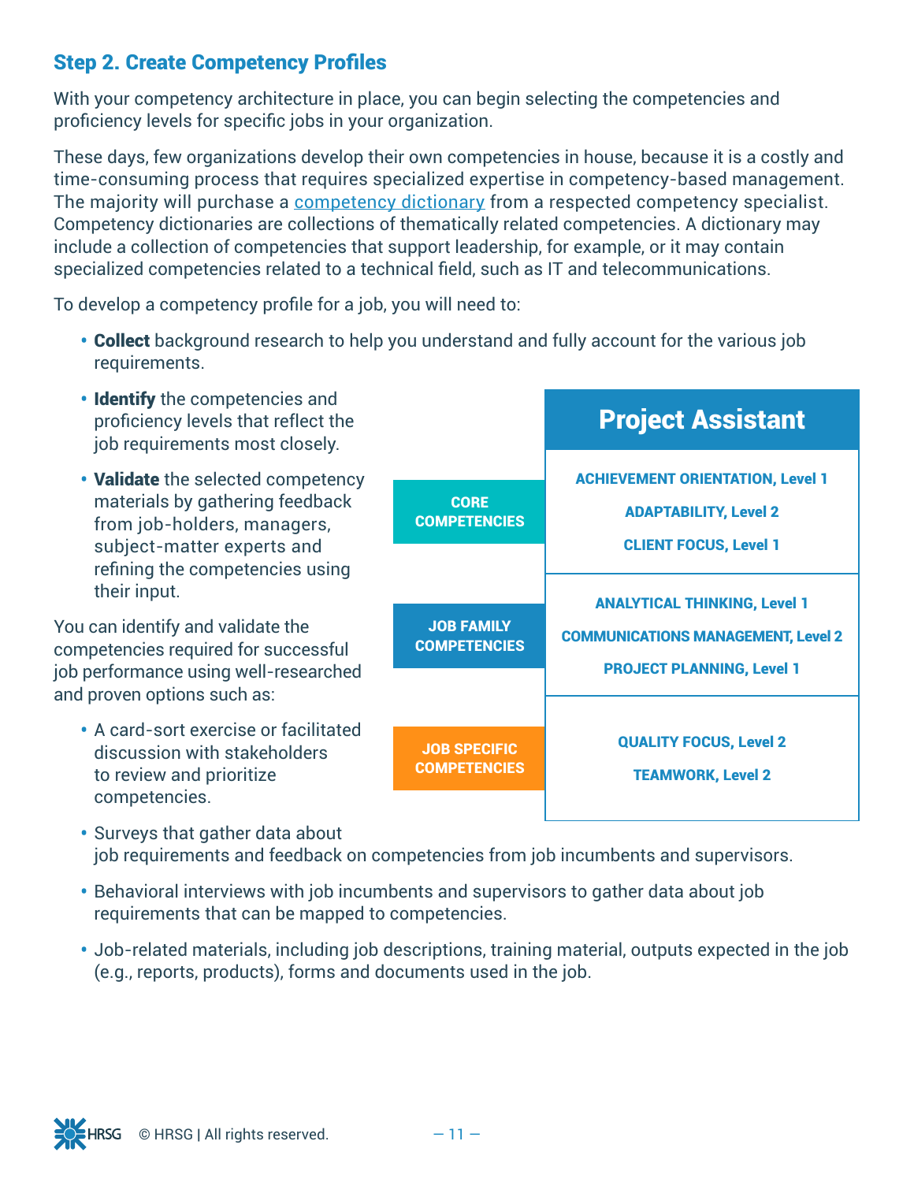### Step 2. Create Competency Profiles

With your competency architecture in place, you can begin selecting the competencies and proficiency levels for specific jobs in your organization.

These days, few organizations develop their own competencies in house, because it is a costly and time-consuming process that requires specialized expertise in competency-based management. The majority will purchase a competency dictionary from a respected competency specialist. Competency dictionaries are collections of thematically related competencies. A dictionary may include a collection of competencies that support leadership, for example, or it may contain specialized competencies related to a technical field, such as IT and telecommunications.

To develop a competency profile for a job, you will need to:

- **Collect** background research to help you understand and fully account for the various job requirements.
- **Identify** the competencies and proficiency levels that reflect the job requirements most closely.
- **Validate** the selected competency materials by gathering feedback from job-holders, managers, subject-matter experts and refining the competencies using their input.

| | Project Assistant |
|---|---|
| CORE COMPETENCIES | ACHIEVEMENT ORIENTATION, Level 1<br>ADAPTABILITY, Level 2<br>CLIENT FOCUS, Level 1 |
| JOB FAMILY COMPETENCIES | ANALYTICAL THINKING, Level 1<br>COMMUNICATIONS MANAGEMENT, Level 2<br>PROJECT PLANNING, Level 1 |
| JOB SPECIFIC COMPETENCIES | QUALITY FOCUS, Level 2<br>TEAMWORK, Level 2 |

You can identify and validate the competencies required for successful job performance using well-researched and proven options such as:

- A card-sort exercise or facilitated discussion with stakeholders to review and prioritize competencies.
- Surveys that gather data about job requirements and feedback on competencies from job incumbents and supervisors.
- Behavioral interviews with job incumbents and supervisors to gather data about job requirements that can be mapped to competencies.
- Job-related materials, including job descriptions, training material, outputs expected in the job (e.g., reports, products), forms and documents used in the job.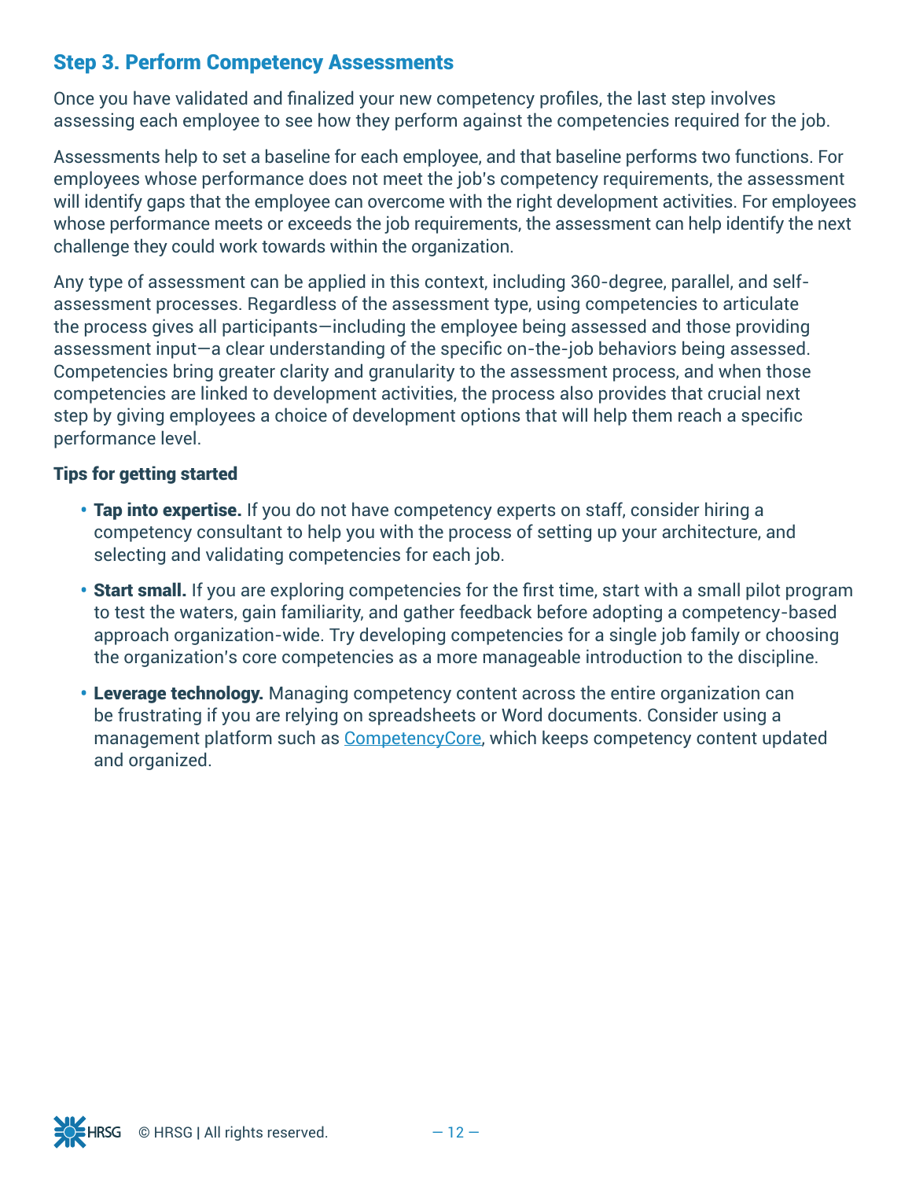## Step 3. Perform Competency Assessments

Once you have validated and finalized your new competency profiles, the last step involves assessing each employee to see how they perform against the competencies required for the job.

Assessments help to set a baseline for each employee, and that baseline performs two functions. For employees whose performance does not meet the job's competency requirements, the assessment will identify gaps that the employee can overcome with the right development activities. For employees whose performance meets or exceeds the job requirements, the assessment can help identify the next challenge they could work towards within the organization.

Any type of assessment can be applied in this context, including 360-degree, parallel, and self-assessment processes. Regardless of the assessment type, using competencies to articulate the process gives all participants—including the employee being assessed and those providing assessment input—a clear understanding of the specific on-the-job behaviors being assessed. Competencies bring greater clarity and granularity to the assessment process, and when those competencies are linked to development activities, the process also provides that crucial next step by giving employees a choice of development options that will help them reach a specific performance level.

**Tips for getting started**

- **Tap into expertise.** If you do not have competency experts on staff, consider hiring a competency consultant to help you with the process of setting up your architecture, and selecting and validating competencies for each job.
- **Start small.** If you are exploring competencies for the first time, start with a small pilot program to test the waters, gain familiarity, and gather feedback before adopting a competency-based approach organization-wide. Try developing competencies for a single job family or choosing the organization's core competencies as a more manageable introduction to the discipline.
- **Leverage technology.** Managing competency content across the entire organization can be frustrating if you are relying on spreadsheets or Word documents. Consider using a management platform such as CompetencyCore, which keeps competency content updated and organized.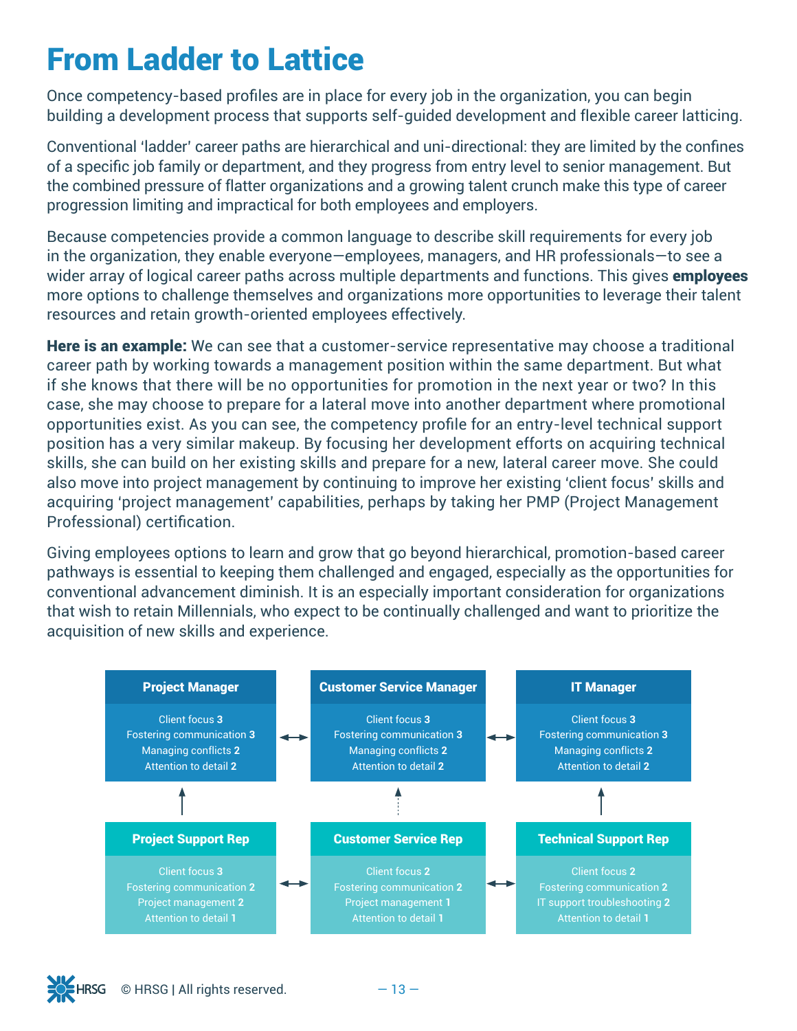# From Ladder to Lattice

Once competency-based profiles are in place for every job in the organization, you can begin building a development process that supports self-guided development and flexible career latticing.

Conventional 'ladder' career paths are hierarchical and uni-directional: they are limited by the confines of a specific job family or department, and they progress from entry level to senior management. But the combined pressure of flatter organizations and a growing talent crunch make this type of career progression limiting and impractical for both employees and employers.

Because competencies provide a common language to describe skill requirements for every job in the organization, they enable everyone—employees, managers, and HR professionals—to see a wider array of logical career paths across multiple departments and functions. This gives **employees** more options to challenge themselves and organizations more opportunities to leverage their talent resources and retain growth-oriented employees effectively.

**Here is an example:** We can see that a customer-service representative may choose a traditional career path by working towards a management position within the same department. But what if she knows that there will be no opportunities for promotion in the next year or two? In this case, she may choose to prepare for a lateral move into another department where promotional opportunities exist. As you can see, the competency profile for an entry-level technical support position has a very similar makeup. By focusing her development efforts on acquiring technical skills, she can build on her existing skills and prepare for a new, lateral career move. She could also move into project management by continuing to improve her existing 'client focus' skills and acquiring 'project management' capabilities, perhaps by taking her PMP (Project Management Professional) certification.

Giving employees options to learn and grow that go beyond hierarchical, promotion-based career pathways is essential to keeping them challenged and engaged, especially as the opportunities for conventional advancement diminish. It is an especially important consideration for organizations that wish to retain Millennials, who expect to be continually challenged and want to prioritize the acquisition of new skills and experience.

| Project Manager | ↔ | Customer Service Manager | ↔ | IT Manager |
|---|---|---|---|---|
| Client focus **3**<br>Fostering communication **3**<br>Managing conflicts **2**<br>Attention to detail **2** | | Client focus **3**<br>Fostering communication **3**<br>Managing conflicts **2**<br>Attention to detail **2** | | Client focus **3**<br>Fostering communication **3**<br>Managing conflicts **2**<br>Attention to detail **2** |
| ↑ | | ↑ | | ↑ |
| **Project Support Rep** | ↔ | **Customer Service Rep** | ↔ | **Technical Support Rep** |
| Client focus **3**<br>Fostering communication **2**<br>Project management **2**<br>Attention to detail **1** | | Client focus **2**<br>Fostering communication **2**<br>Project management **1**<br>Attention to detail **1** | | Client focus **2**<br>Fostering communication **2**<br>IT support troubleshooting **2**<br>Attention to detail **1** |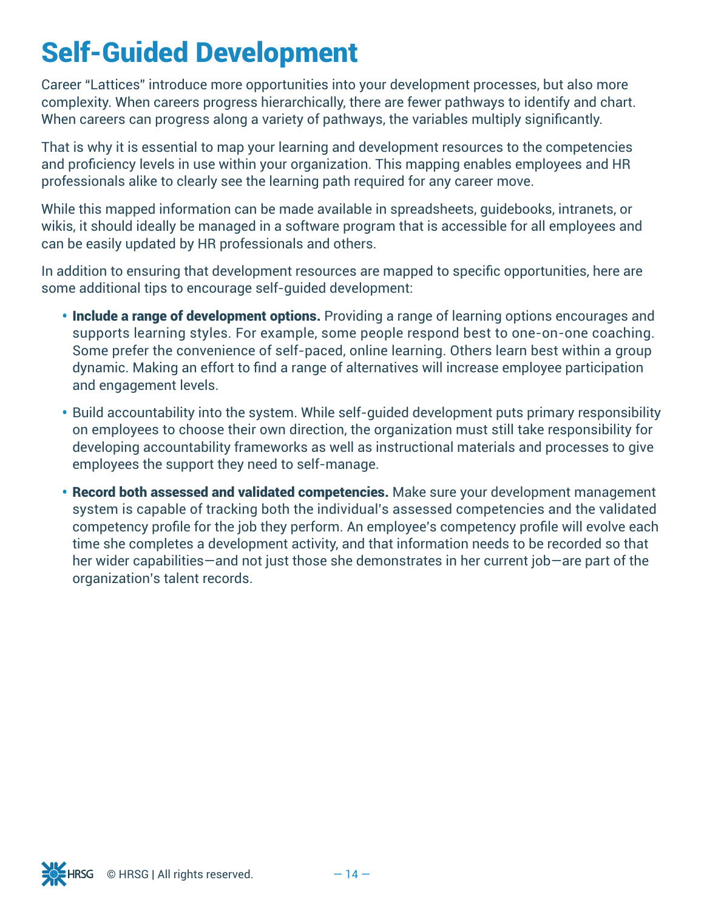# Self-Guided Development

Career "Lattices" introduce more opportunities into your development processes, but also more complexity. When careers progress hierarchically, there are fewer pathways to identify and chart. When careers can progress along a variety of pathways, the variables multiply significantly.

That is why it is essential to map your learning and development resources to the competencies and proficiency levels in use within your organization. This mapping enables employees and HR professionals alike to clearly see the learning path required for any career move.

While this mapped information can be made available in spreadsheets, guidebooks, intranets, or wikis, it should ideally be managed in a software program that is accessible for all employees and can be easily updated by HR professionals and others.

In addition to ensuring that development resources are mapped to specific opportunities, here are some additional tips to encourage self-guided development:

- **Include a range of development options.** Providing a range of learning options encourages and supports learning styles. For example, some people respond best to one-on-one coaching. Some prefer the convenience of self-paced, online learning. Others learn best within a group dynamic. Making an effort to find a range of alternatives will increase employee participation and engagement levels.
- Build accountability into the system. While self-guided development puts primary responsibility on employees to choose their own direction, the organization must still take responsibility for developing accountability frameworks as well as instructional materials and processes to give employees the support they need to self-manage.
- **Record both assessed and validated competencies.** Make sure your development management system is capable of tracking both the individual's assessed competencies and the validated competency profile for the job they perform. An employee's competency profile will evolve each time she completes a development activity, and that information needs to be recorded so that her wider capabilities—and not just those she demonstrates in her current job—are part of the organization's talent records.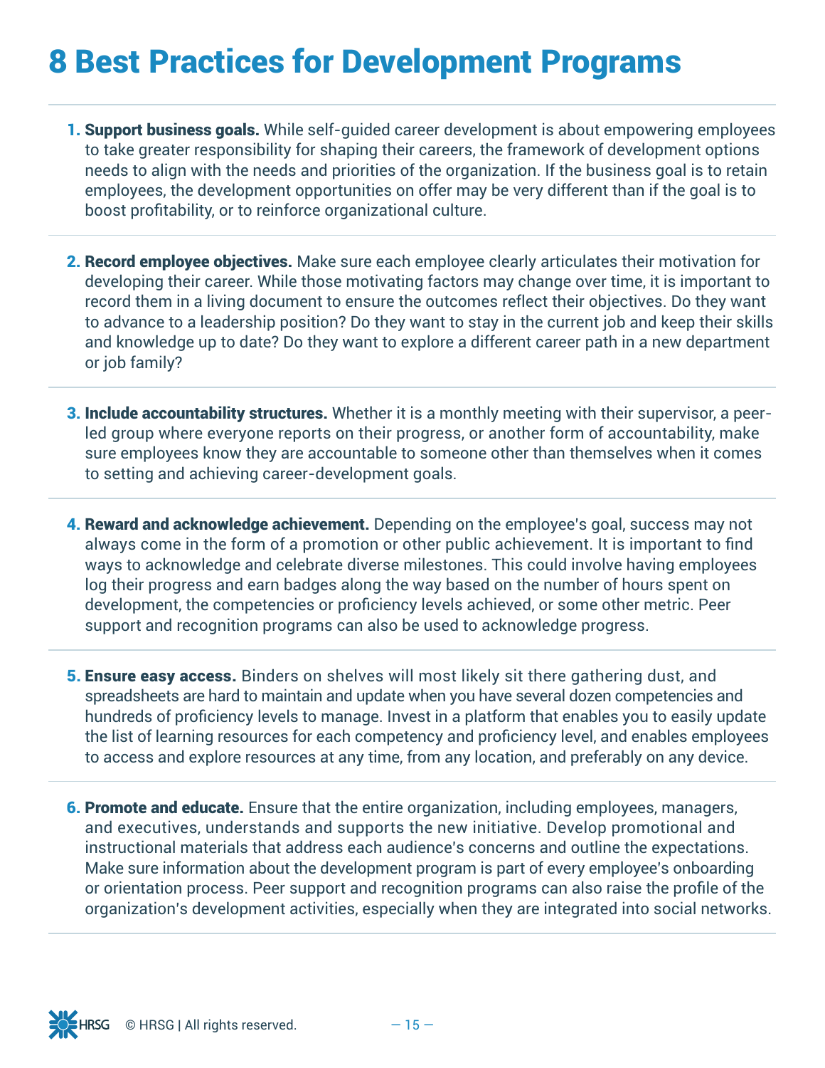# 8 Best Practices for Development Programs

1. **Support business goals.** While self-guided career development is about empowering employees to take greater responsibility for shaping their careers, the framework of development options needs to align with the needs and priorities of the organization. If the business goal is to retain employees, the development opportunities on offer may be very different than if the goal is to boost profitability, or to reinforce organizational culture.

2. **Record employee objectives.** Make sure each employee clearly articulates their motivation for developing their career. While those motivating factors may change over time, it is important to record them in a living document to ensure the outcomes reflect their objectives. Do they want to advance to a leadership position? Do they want to stay in the current job and keep their skills and knowledge up to date? Do they want to explore a different career path in a new department or job family?

3. **Include accountability structures.** Whether it is a monthly meeting with their supervisor, a peer-led group where everyone reports on their progress, or another form of accountability, make sure employees know they are accountable to someone other than themselves when it comes to setting and achieving career-development goals.

4. **Reward and acknowledge achievement.** Depending on the employee's goal, success may not always come in the form of a promotion or other public achievement. It is important to find ways to acknowledge and celebrate diverse milestones. This could involve having employees log their progress and earn badges along the way based on the number of hours spent on development, the competencies or proficiency levels achieved, or some other metric. Peer support and recognition programs can also be used to acknowledge progress.

5. **Ensure easy access.** Binders on shelves will most likely sit there gathering dust, and spreadsheets are hard to maintain and update when you have several dozen competencies and hundreds of proficiency levels to manage. Invest in a platform that enables you to easily update the list of learning resources for each competency and proficiency level, and enables employees to access and explore resources at any time, from any location, and preferably on any device.

6. **Promote and educate.** Ensure that the entire organization, including employees, managers, and executives, understands and supports the new initiative. Develop promotional and instructional materials that address each audience's concerns and outline the expectations. Make sure information about the development program is part of every employee's onboarding or orientation process. Peer support and recognition programs can also raise the profile of the organization's development activities, especially when they are integrated into social networks.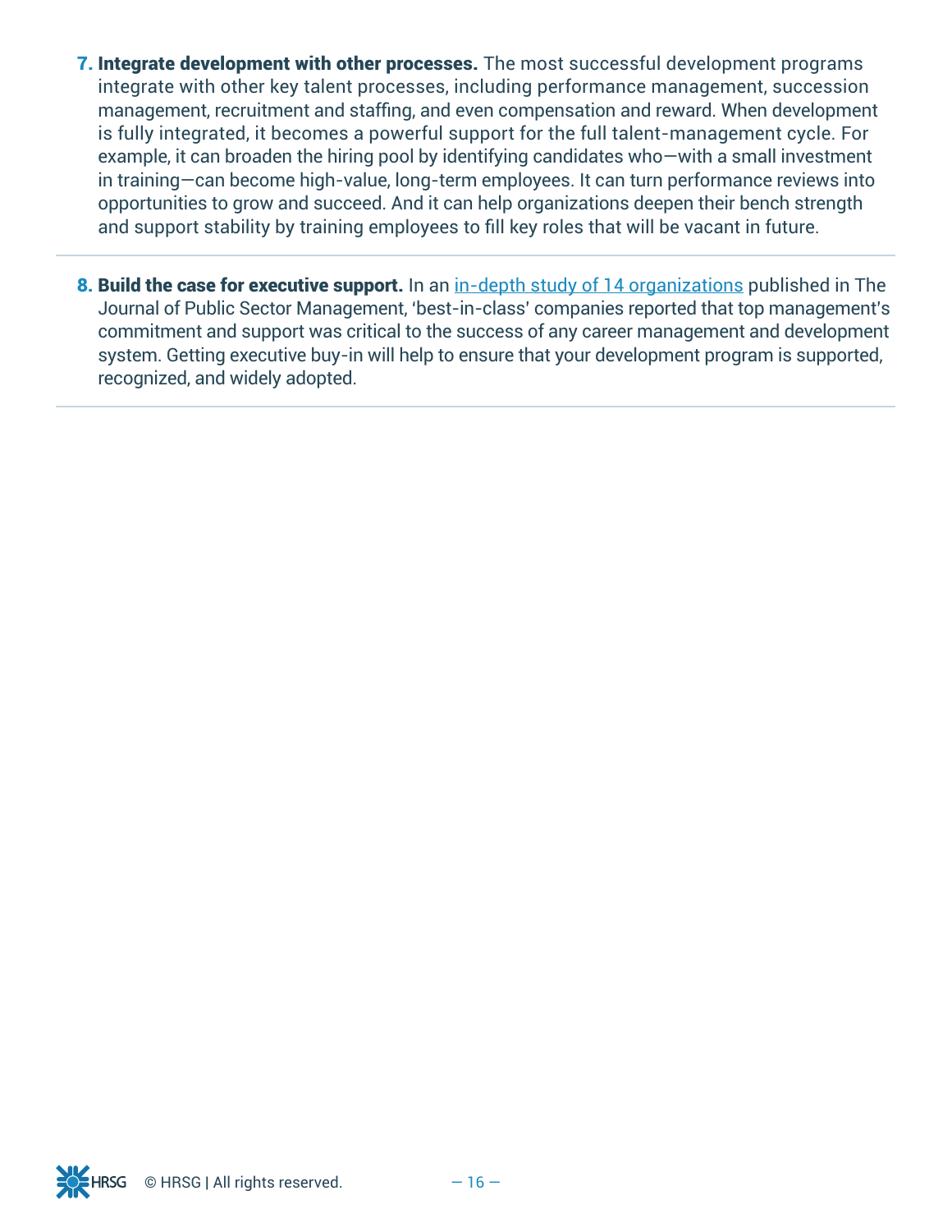7. **Integrate development with other processes.** The most successful development programs integrate with other key talent processes, including performance management, succession management, recruitment and staffing, and even compensation and reward. When development is fully integrated, it becomes a powerful support for the full talent-management cycle. For example, it can broaden the hiring pool by identifying candidates who—with a small investment in training—can become high-value, long-term employees. It can turn performance reviews into opportunities to grow and succeed. And it can help organizations deepen their bench strength and support stability by training employees to fill key roles that will be vacant in future.

8. **Build the case for executive support.** In an in-depth study of 14 organizations published in The Journal of Public Sector Management, 'best-in-class' companies reported that top management's commitment and support was critical to the success of any career management and development system. Getting executive buy-in will help to ensure that your development program is supported, recognized, and widely adopted.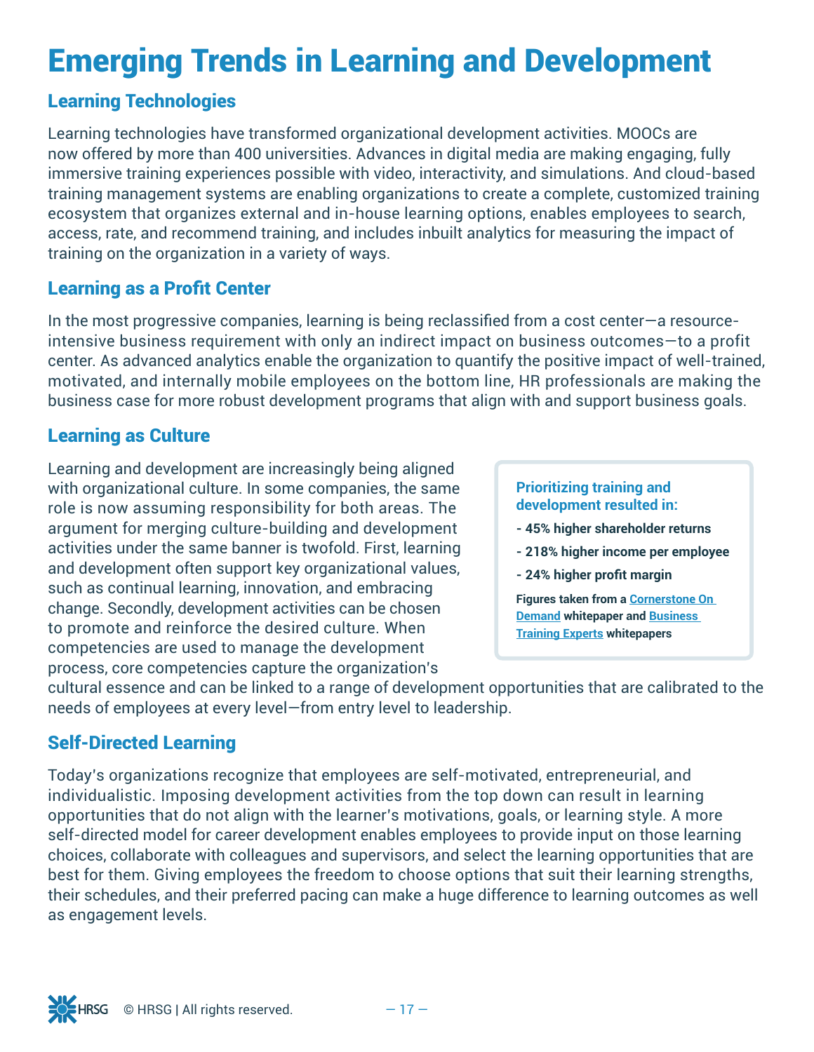# Emerging Trends in Learning and Development

## Learning Technologies

Learning technologies have transformed organizational development activities. MOOCs are now offered by more than 400 universities. Advances in digital media are making engaging, fully immersive training experiences possible with video, interactivity, and simulations. And cloud-based training management systems are enabling organizations to create a complete, customized training ecosystem that organizes external and in-house learning options, enables employees to search, access, rate, and recommend training, and includes inbuilt analytics for measuring the impact of training on the organization in a variety of ways.

## Learning as a Profit Center

In the most progressive companies, learning is being reclassified from a cost center—a resource-intensive business requirement with only an indirect impact on business outcomes—to a profit center. As advanced analytics enable the organization to quantify the positive impact of well-trained, motivated, and internally mobile employees on the bottom line, HR professionals are making the business case for more robust development programs that align with and support business goals.

## Learning as Culture

Learning and development are increasingly being aligned with organizational culture. In some companies, the same role is now assuming responsibility for both areas. The argument for merging culture-building and development activities under the same banner is twofold. First, learning and development often support key organizational values, such as continual learning, innovation, and embracing change. Secondly, development activities can be chosen to promote and reinforce the desired culture. When competencies are used to manage the development process, core competencies capture the organization's cultural essence and can be linked to a range of development opportunities that are calibrated to the needs of employees at every level—from entry level to leadership.

> **Prioritizing training and development resulted in:**
>
> - **45% higher shareholder returns**
> - **218% higher income per employee**
> - **24% higher profit margin**
>
> **Figures taken from a Cornerstone On Demand whitepaper and Business Training Experts whitepapers**

## Self-Directed Learning

Today's organizations recognize that employees are self-motivated, entrepreneurial, and individualistic. Imposing development activities from the top down can result in learning opportunities that do not align with the learner's motivations, goals, or learning style. A more self-directed model for career development enables employees to provide input on those learning choices, collaborate with colleagues and supervisors, and select the learning opportunities that are best for them. Giving employees the freedom to choose options that suit their learning strengths, their schedules, and their preferred pacing can make a huge difference to learning outcomes as well as engagement levels.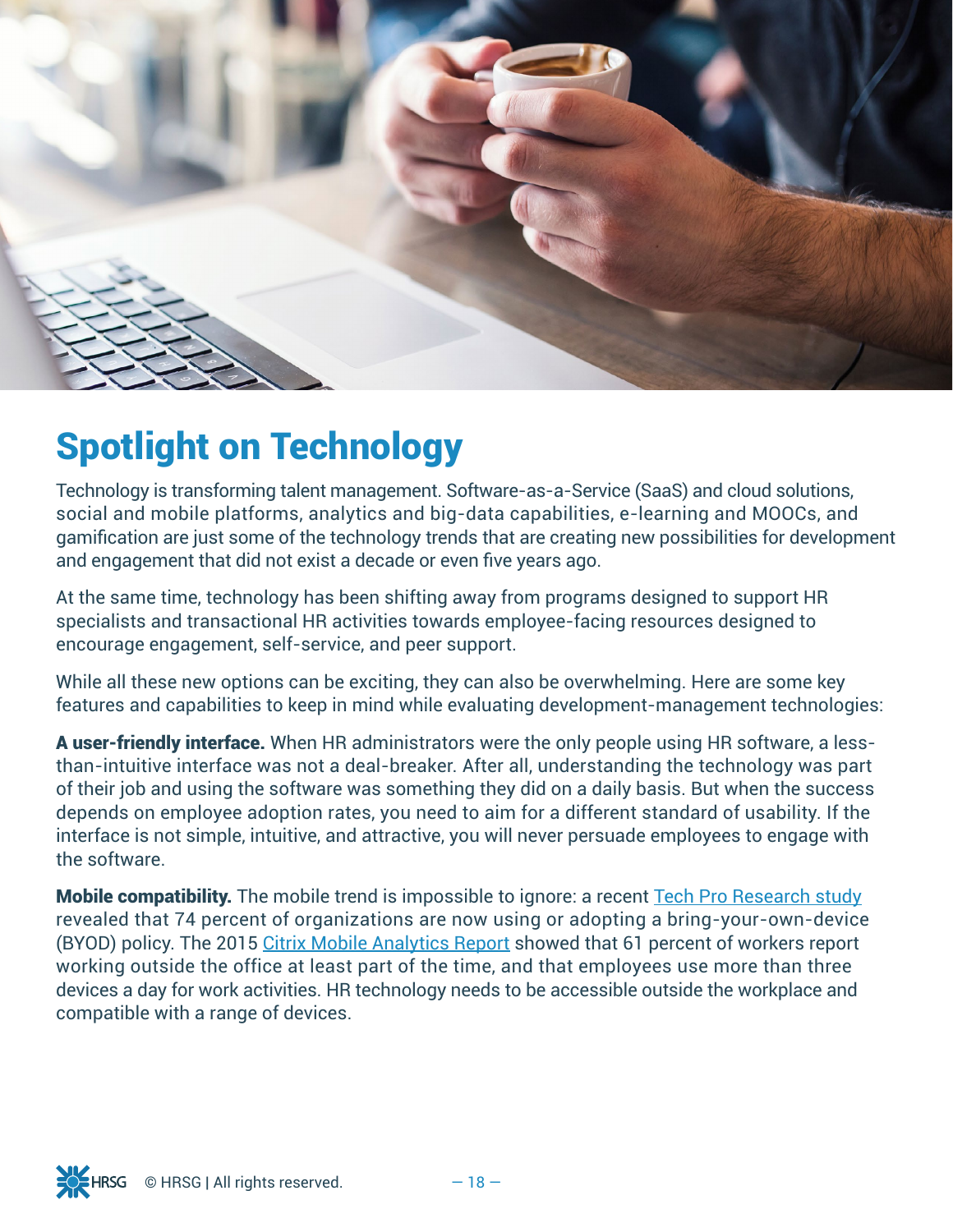# Spotlight on Technology

Technology is transforming talent management. Software-as-a-Service (SaaS) and cloud solutions, social and mobile platforms, analytics and big-data capabilities, e-learning and MOOCs, and gamification are just some of the technology trends that are creating new possibilities for development and engagement that did not exist a decade or even five years ago.

At the same time, technology has been shifting away from programs designed to support HR specialists and transactional HR activities towards employee-facing resources designed to encourage engagement, self-service, and peer support.

While all these new options can be exciting, they can also be overwhelming. Here are some key features and capabilities to keep in mind while evaluating development-management technologies:

**A user-friendly interface.** When HR administrators were the only people using HR software, a less-than-intuitive interface was not a deal-breaker. After all, understanding the technology was part of their job and using the software was something they did on a daily basis. But when the success depends on employee adoption rates, you need to aim for a different standard of usability. If the interface is not simple, intuitive, and attractive, you will never persuade employees to engage with the software.

**Mobile compatibility.** The mobile trend is impossible to ignore: a recent Tech Pro Research study revealed that 74 percent of organizations are now using or adopting a bring-your-own-device (BYOD) policy. The 2015 Citrix Mobile Analytics Report showed that 61 percent of workers report working outside the office at least part of the time, and that employees use more than three devices a day for work activities. HR technology needs to be accessible outside the workplace and compatible with a range of devices.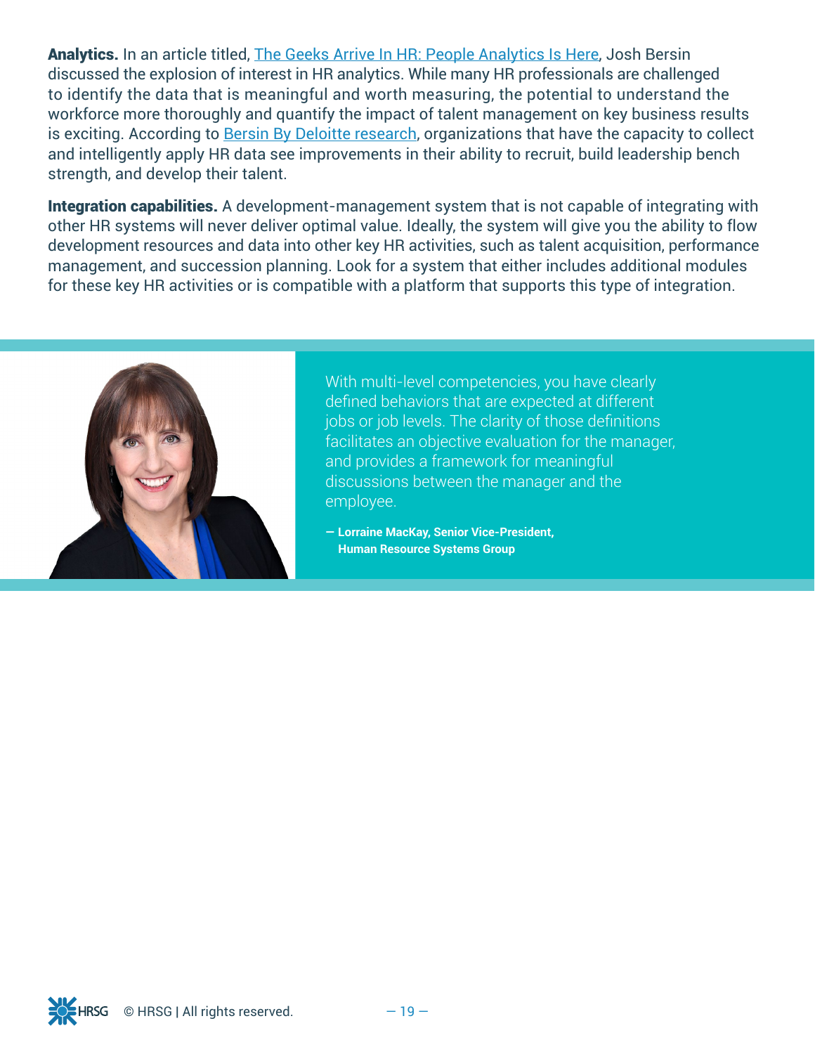**Analytics.** In an article titled, The Geeks Arrive In HR: People Analytics Is Here, Josh Bersin discussed the explosion of interest in HR analytics. While many HR professionals are challenged to identify the data that is meaningful and worth measuring, the potential to understand the workforce more thoroughly and quantify the impact of talent management on key business results is exciting. According to Bersin By Deloitte research, organizations that have the capacity to collect and intelligently apply HR data see improvements in their ability to recruit, build leadership bench strength, and develop their talent.

**Integration capabilities.** A development-management system that is not capable of integrating with other HR systems will never deliver optimal value. Ideally, the system will give you the ability to flow development resources and data into other key HR activities, such as talent acquisition, performance management, and succession planning. Look for a system that either includes additional modules for these key HR activities or is compatible with a platform that supports this type of integration.

> With multi-level competencies, you have clearly defined behaviors that are expected at different jobs or job levels. The clarity of those definitions facilitates an objective evaluation for the manager, and provides a framework for meaningful discussions between the manager and the employee.
>
> **— Lorraine MacKay, Senior Vice-President, Human Resource Systems Group**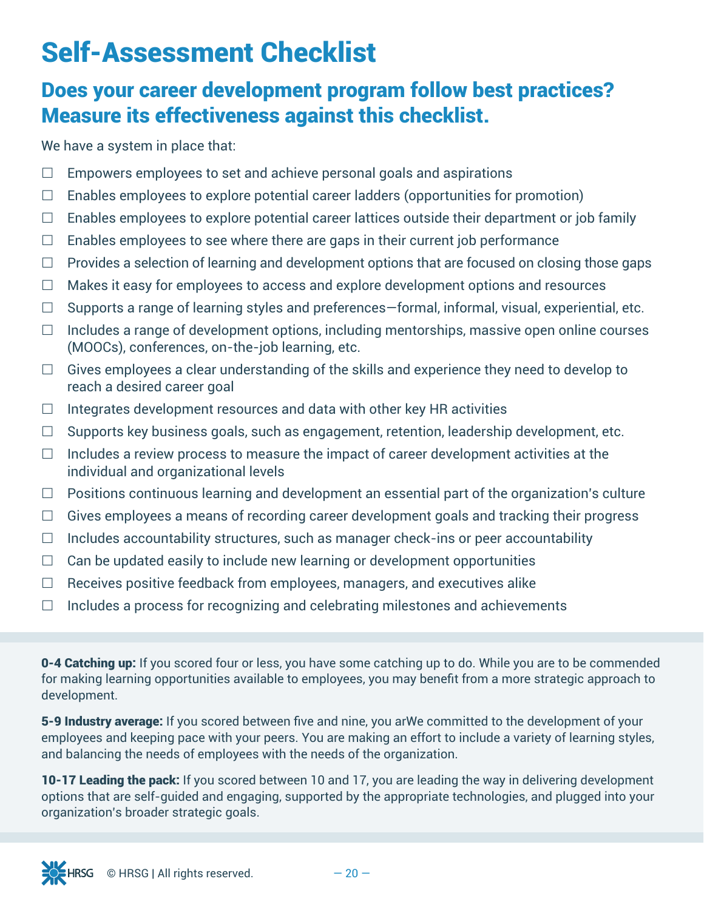# Self-Assessment Checklist

## Does your career development program follow best practices? Measure its effectiveness against this checklist.

We have a system in place that:

- ☐ Empowers employees to set and achieve personal goals and aspirations
- ☐ Enables employees to explore potential career ladders (opportunities for promotion)
- ☐ Enables employees to explore potential career lattices outside their department or job family
- ☐ Enables employees to see where there are gaps in their current job performance
- ☐ Provides a selection of learning and development options that are focused on closing those gaps
- ☐ Makes it easy for employees to access and explore development options and resources
- ☐ Supports a range of learning styles and preferences—formal, informal, visual, experiential, etc.
- ☐ Includes a range of development options, including mentorships, massive open online courses (MOOCs), conferences, on-the-job learning, etc.
- ☐ Gives employees a clear understanding of the skills and experience they need to develop to reach a desired career goal
- ☐ Integrates development resources and data with other key HR activities
- ☐ Supports key business goals, such as engagement, retention, leadership development, etc.
- ☐ Includes a review process to measure the impact of career development activities at the individual and organizational levels
- ☐ Positions continuous learning and development an essential part of the organization's culture
- ☐ Gives employees a means of recording career development goals and tracking their progress
- ☐ Includes accountability structures, such as manager check-ins or peer accountability
- ☐ Can be updated easily to include new learning or development opportunities
- ☐ Receives positive feedback from employees, managers, and executives alike
- ☐ Includes a process for recognizing and celebrating milestones and achievements

**0-4 Catching up:** If you scored four or less, you have some catching up to do. While you are to be commended for making learning opportunities available to employees, you may benefit from a more strategic approach to development.

**5-9 Industry average:** If you scored between five and nine, you arWe committed to the development of your employees and keeping pace with your peers. You are making an effort to include a variety of learning styles, and balancing the needs of employees with the needs of the organization.

**10-17 Leading the pack:** If you scored between 10 and 17, you are leading the way in delivering development options that are self-guided and engaging, supported by the appropriate technologies, and plugged into your organization's broader strategic goals.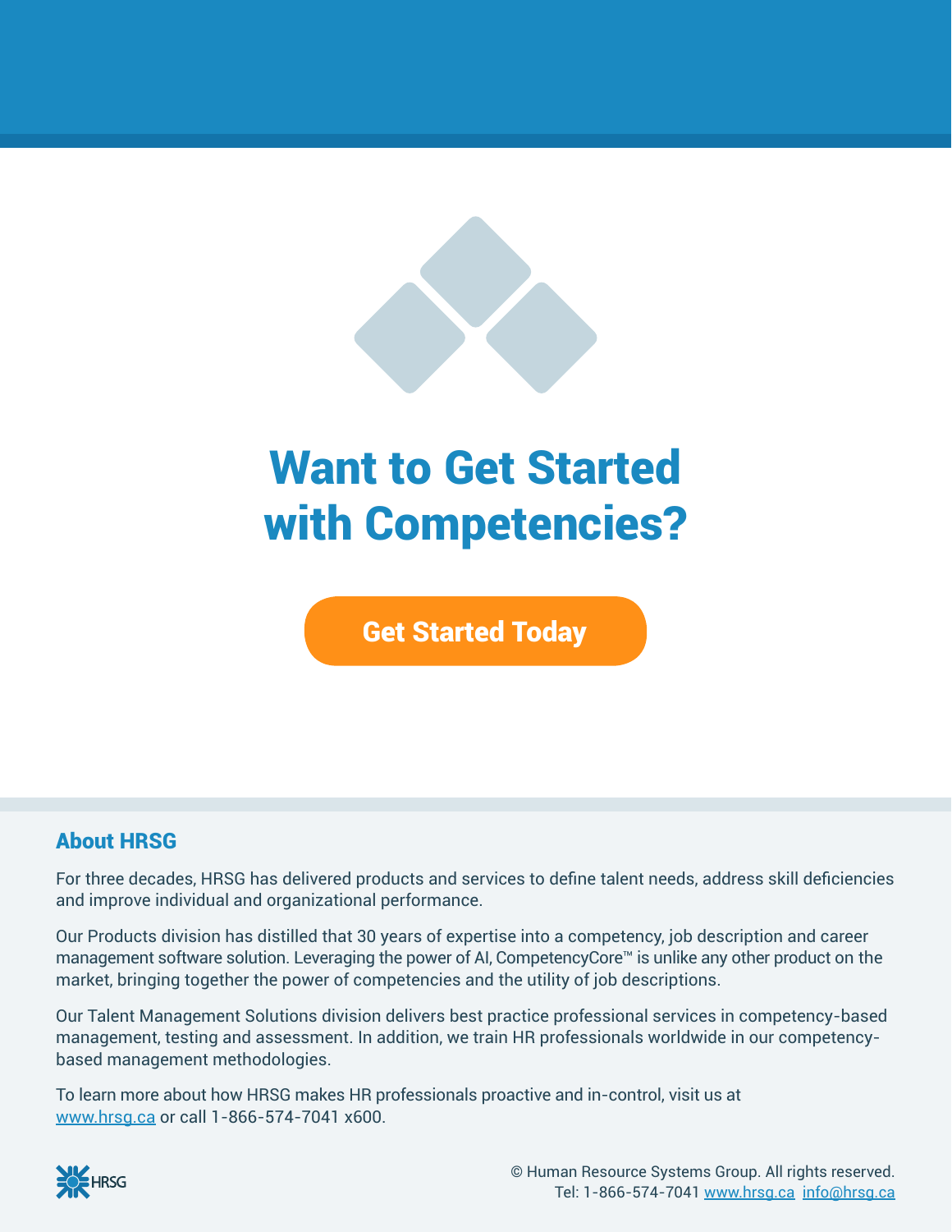# Want to Get Started with Competencies?

**Get Started Today**

## About HRSG

For three decades, HRSG has delivered products and services to define talent needs, address skill deficiencies and improve individual and organizational performance.

Our Products division has distilled that 30 years of expertise into a competency, job description and career management software solution. Leveraging the power of AI, CompetencyCore™ is unlike any other product on the market, bringing together the power of competencies and the utility of job descriptions.

Our Talent Management Solutions division delivers best practice professional services in competency-based management, testing and assessment. In addition, we train HR professionals worldwide in our competency-based management methodologies.

To learn more about how HRSG makes HR professionals proactive and in-control, visit us at www.hrsg.ca or call 1-866-574-7041 x600.

HRSG

© Human Resource Systems Group. All rights reserved.
Tel: 1-866-574-7041 www.hrsg.ca info@hrsg.ca